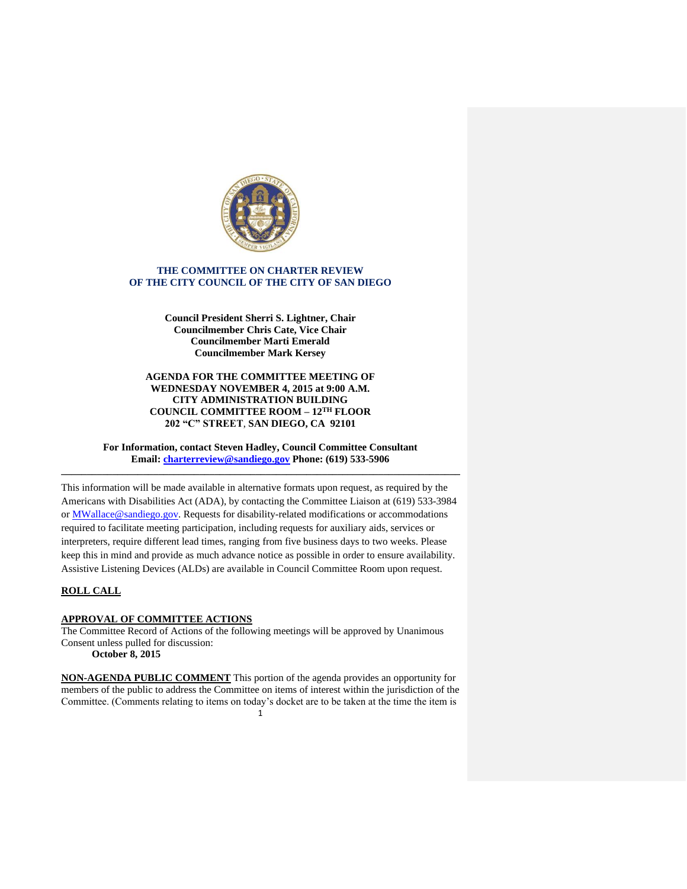## THE COMMITTEE ON CHARTER REVIEW
## OF THE CITY COUNCIL OF THE CITY OF SAN DIEGO

**Council President Sherri S. Lightner, Chair**
**Councilmember Chris Cate, Vice Chair**
**Councilmember Marti Emerald**
**Councilmember Mark Kersey**

**AGENDA FOR THE COMMITTEE MEETING OF**
**WEDNESDAY NOVEMBER 4, 2015 at 9:00 A.M.**
**CITY ADMINISTRATION BUILDING**
**COUNCIL COMMITTEE ROOM – 12TH FLOOR**
**202 "C" STREET, SAN DIEGO, CA 92101**

**For Information, contact Steven Hadley, Council Committee Consultant**
**Email: charterreview@sandiego.gov Phone: (619) 533-5906**

---

This information will be made available in alternative formats upon request, as required by the Americans with Disabilities Act (ADA), by contacting the Committee Liaison at (619) 533-3984 or MWallace@sandiego.gov. Requests for disability-related modifications or accommodations required to facilitate meeting participation, including requests for auxiliary aids, services or interpreters, require different lead times, ranging from five business days to two weeks. Please keep this in mind and provide as much advance notice as possible in order to ensure availability. Assistive Listening Devices (ALDs) are available in Council Committee Room upon request.

**ROLL CALL**

**APPROVAL OF COMMITTEE ACTIONS**
The Committee Record of Actions of the following meetings will be approved by Unanimous Consent unless pulled for discussion:
**October 8, 2015**

**NON-AGENDA PUBLIC COMMENT** This portion of the agenda provides an opportunity for members of the public to address the Committee on items of interest within the jurisdiction of the Committee. (Comments relating to items on today's docket are to be taken at the time the item is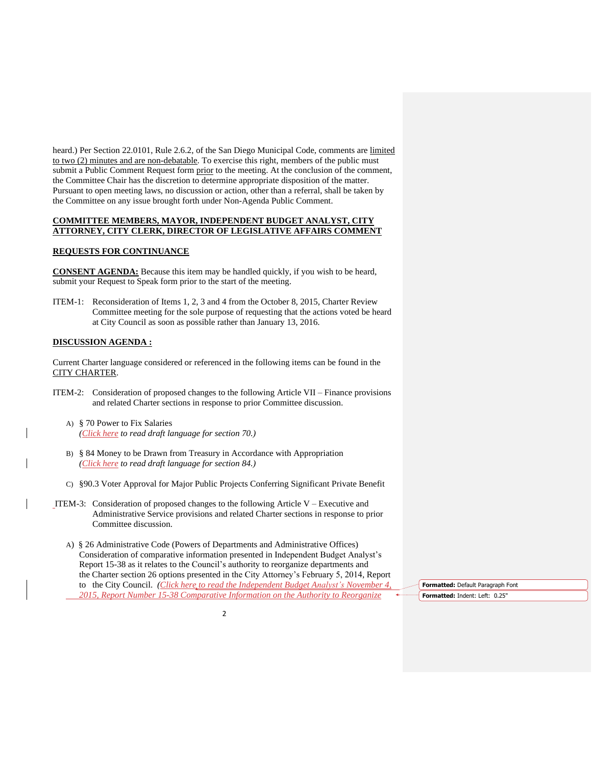heard.) Per Section 22.0101, Rule 2.6.2, of the San Diego Municipal Code, comments are limited to two (2) minutes and are non-debatable. To exercise this right, members of the public must submit a Public Comment Request form prior to the meeting. At the conclusion of the comment, the Committee Chair has the discretion to determine appropriate disposition of the matter. Pursuant to open meeting laws, no discussion or action, other than a referral, shall be taken by the Committee on any issue brought forth under Non-Agenda Public Comment.

**COMMITTEE MEMBERS, MAYOR, INDEPENDENT BUDGET ANALYST, CITY ATTORNEY, CITY CLERK, DIRECTOR OF LEGISLATIVE AFFAIRS COMMENT**

**REQUESTS FOR CONTINUANCE**

**CONSENT AGENDA:** Because this item may be handled quickly, if you wish to be heard, submit your Request to Speak form prior to the start of the meeting.

ITEM-1: Reconsideration of Items 1, 2, 3 and 4 from the October 8, 2015, Charter Review Committee meeting for the sole purpose of requesting that the actions voted be heard at City Council as soon as possible rather than January 13, 2016.

**DISCUSSION AGENDA :**

Current Charter language considered or referenced in the following items can be found in the CITY CHARTER.

ITEM-2: Consideration of proposed changes to the following Article VII – Finance provisions and related Charter sections in response to prior Committee discussion.

A) § 70 Power to Fix Salaries
*(Click here to read draft language for section 70.)*

B) § 84 Money to be Drawn from Treasury in Accordance with Appropriation
*(Click here to read draft language for section 84.)*

C) §90.3 Voter Approval for Major Public Projects Conferring Significant Private Benefit

ITEM-3: Consideration of proposed changes to the following Article V – Executive and Administrative Service provisions and related Charter sections in response to prior Committee discussion.

A) § 26 Administrative Code (Powers of Departments and Administrative Offices) Consideration of comparative information presented in Independent Budget Analyst's Report 15-38 as it relates to the Council's authority to reorganize departments and the Charter section 26 options presented in the City Attorney's February 5, 2014, Report to the City Council. *(Click here to read the Independent Budget Analyst's November 4, 2015, Report Number 15-38 Comparative Information on the Authority to Reorganize*

Formatted: Default Paragraph Font

Formatted: Indent: Left: 0.25"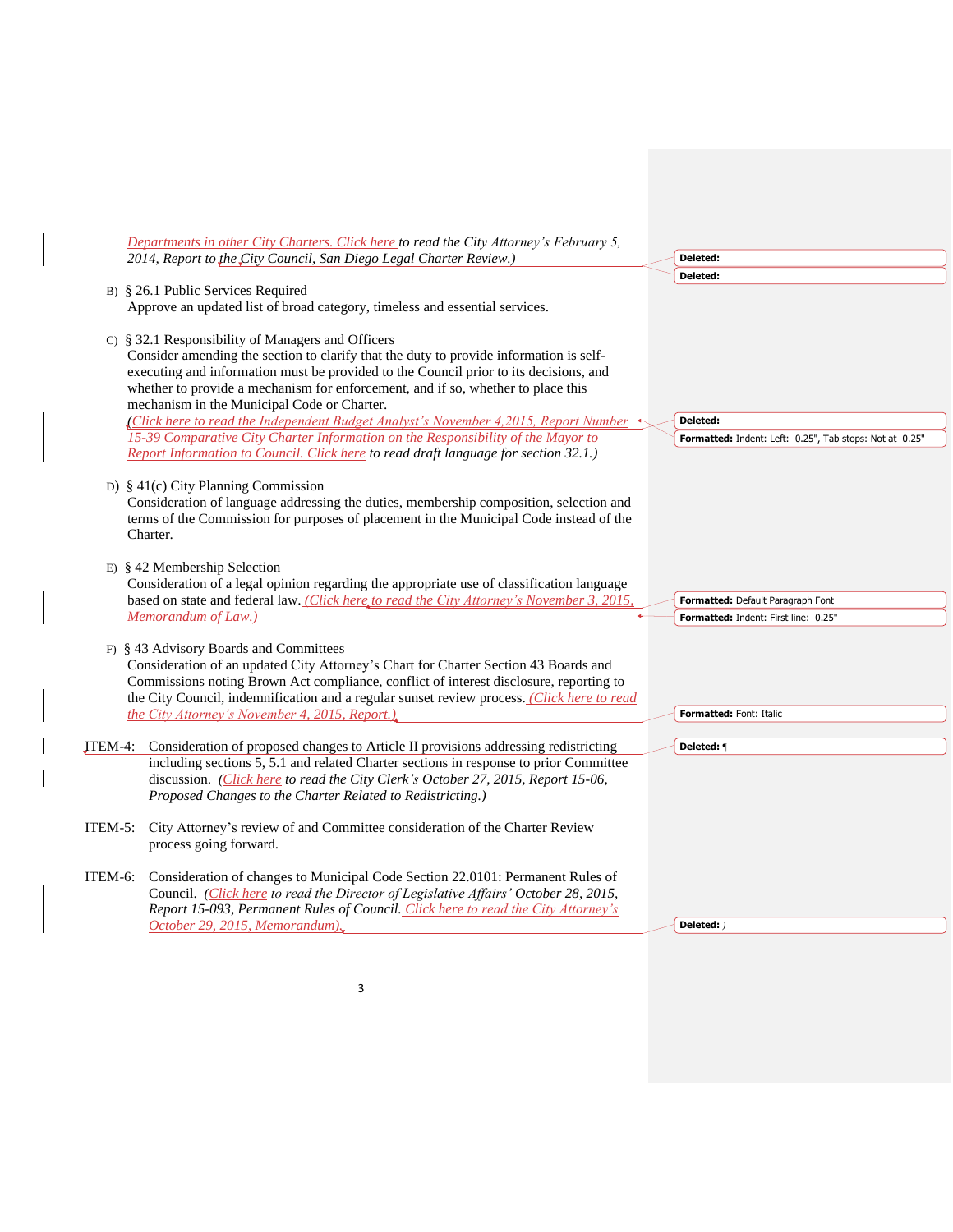*Departments in other City Charters. Click here to read the City Attorney's February 5, 2014, Report to the City Council, San Diego Legal Charter Review.)*

B) § 26.1 Public Services Required
Approve an updated list of broad category, timeless and essential services.

C) § 32.1 Responsibility of Managers and Officers
Consider amending the section to clarify that the duty to provide information is self-executing and information must be provided to the Council prior to its decisions, and whether to provide a mechanism for enforcement, and if so, whether to place this mechanism in the Municipal Code or Charter.
*(Click here to read the Independent Budget Analyst's November 4,2015, Report Number 15-39 Comparative City Charter Information on the Responsibility of the Mayor to Report Information to Council. Click here to read draft language for section 32.1.)*

D) § 41(c) City Planning Commission
Consideration of language addressing the duties, membership composition, selection and terms of the Commission for purposes of placement in the Municipal Code instead of the Charter.

E) § 42 Membership Selection
Consideration of a legal opinion regarding the appropriate use of classification language based on state and federal law. *(Click here to read the City Attorney's November 3, 2015, Memorandum of Law.)*

F) § 43 Advisory Boards and Committees
Consideration of an updated City Attorney's Chart for Charter Section 43 Boards and Commissions noting Brown Act compliance, conflict of interest disclosure, reporting to the City Council, indemnification and a regular sunset review process. *(Click here to read the City Attorney's November 4, 2015, Report.)*

ITEM-4: Consideration of proposed changes to Article II provisions addressing redistricting including sections 5, 5.1 and related Charter sections in response to prior Committee discussion. *(Click here to read the City Clerk's October 27, 2015, Report 15-06, Proposed Changes to the Charter Related to Redistricting.)*

ITEM-5: City Attorney's review of and Committee consideration of the Charter Review process going forward.

ITEM-6: Consideration of changes to Municipal Code Section 22.0101: Permanent Rules of Council. *(Click here to read the Director of Legislative Affairs' October 28, 2015, Report 15-093, Permanent Rules of Council. Click here to read the City Attorney's October 29, 2015, Memorandum).*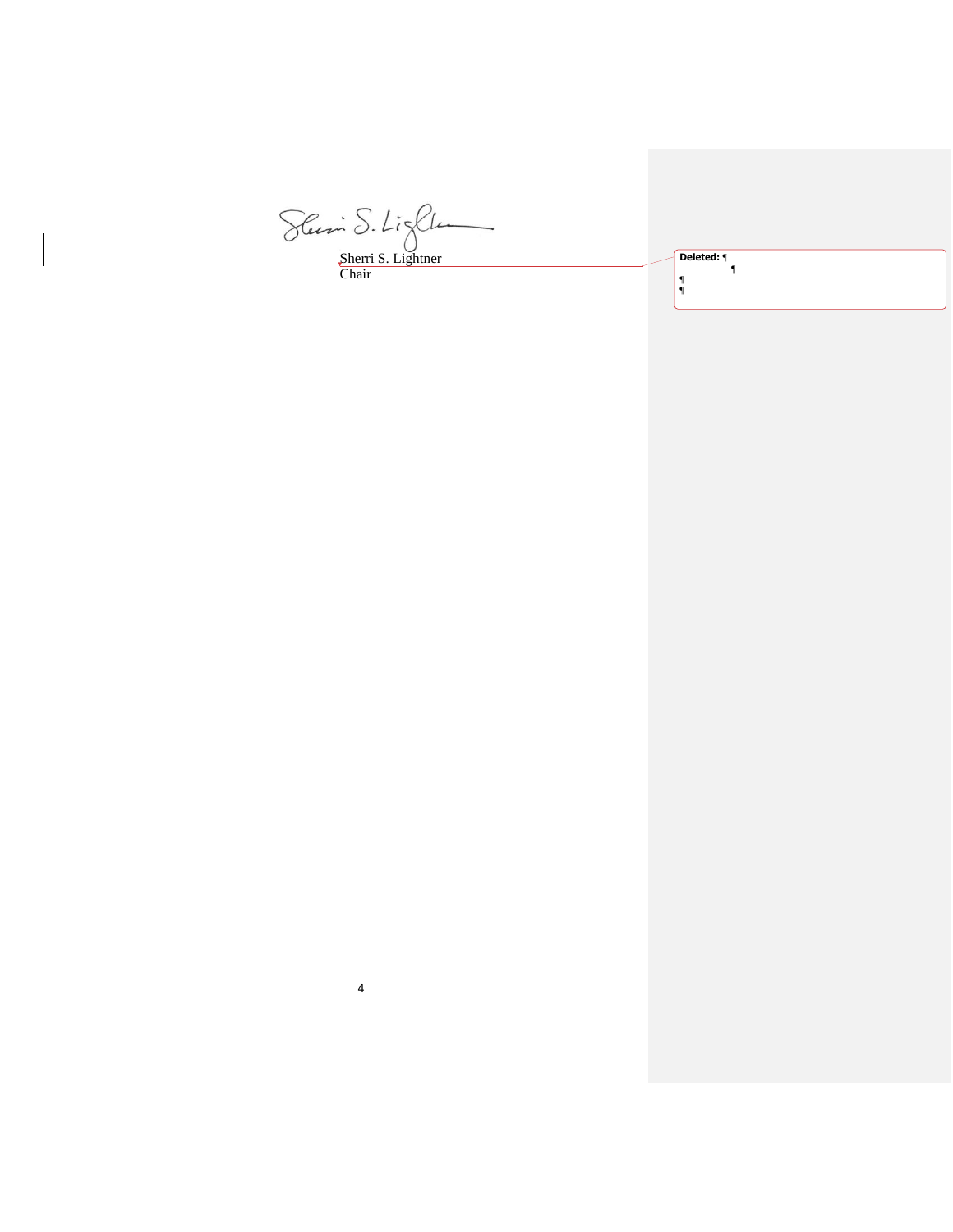Sherri S. Lightner
Chair

Deleted: ¶
¶
¶
¶